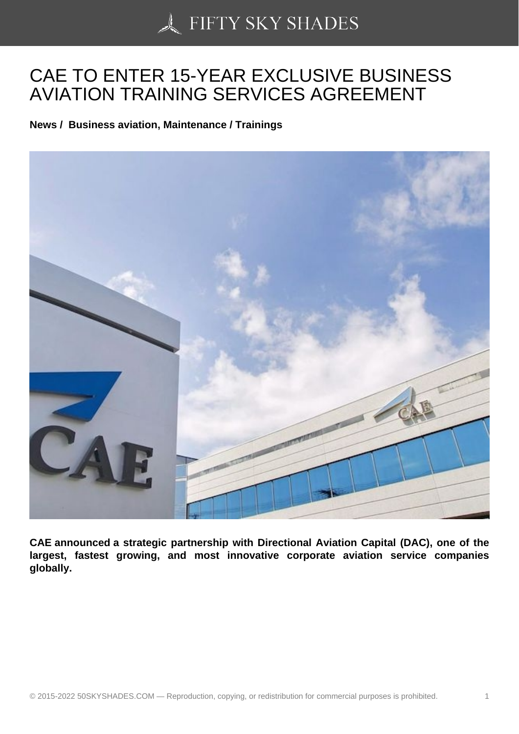# CAE TO ENTER 15-YEAR EXCLUSIVE BUSINESS AVIATION TRAINING SERVICES AGREEMENT

**News / Business aviation, Maintenance / Trainings**

**CAE announced a strategic partnership with Directional Aviation Capital (DAC), one of the largest, fastest growing, and most innovative corporate aviation service companies globally.**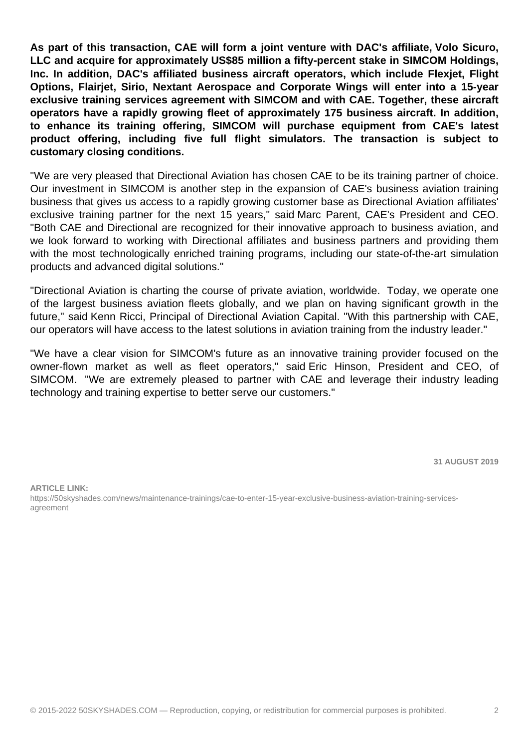**As part of this transaction, CAE will form a joint venture with DAC's affiliate, Volo Sicuro, LLC and acquire for approximately US$85 million a fifty-percent stake in SIMCOM Holdings, Inc. In addition, DAC's affiliated business aircraft operators, which include Flexjet, Flight Options, Flairjet, Sirio, Nextant Aerospace and Corporate Wings will enter into a 15-year exclusive training services agreement with SIMCOM and with CAE. Together, these aircraft operators have a rapidly growing fleet of approximately 175 business aircraft. In addition, to enhance its training offering, SIMCOM will purchase equipment from CAE's latest product offering, including five full flight simulators. The transaction is subject to customary closing conditions.**

"We are very pleased that Directional Aviation has chosen CAE to be its training partner of choice. Our investment in SIMCOM is another step in the expansion of CAE's business aviation training business that gives us access to a rapidly growing customer base as Directional Aviation affiliates' exclusive training partner for the next 15 years," said Marc Parent, CAE's President and CEO. "Both CAE and Directional are recognized for their innovative approach to business aviation, and we look forward to working with Directional affiliates and business partners and providing them with the most technologically enriched training programs, including our state-of-the-art simulation products and advanced digital solutions."

"Directional Aviation is charting the course of private aviation, worldwide. Today, we operate one of the largest business aviation fleets globally, and we plan on having significant growth in the future," said Kenn Ricci, Principal of Directional Aviation Capital. "With this partnership with CAE, our operators will have access to the latest solutions in aviation training from the industry leader."

"We have a clear vision for SIMCOM's future as an innovative training provider focused on the owner-flown market as well as fleet operators," said Eric Hinson, President and CEO, of SIMCOM. "We are extremely pleased to partner with CAE and leverage their industry leading technology and training expertise to better serve our customers."

**31 AUGUST 2019**

**ARTICLE LINK:**
https://50skyshades.com/news/maintenance-trainings/cae-to-enter-15-year-exclusive-business-aviation-training-services-agreement